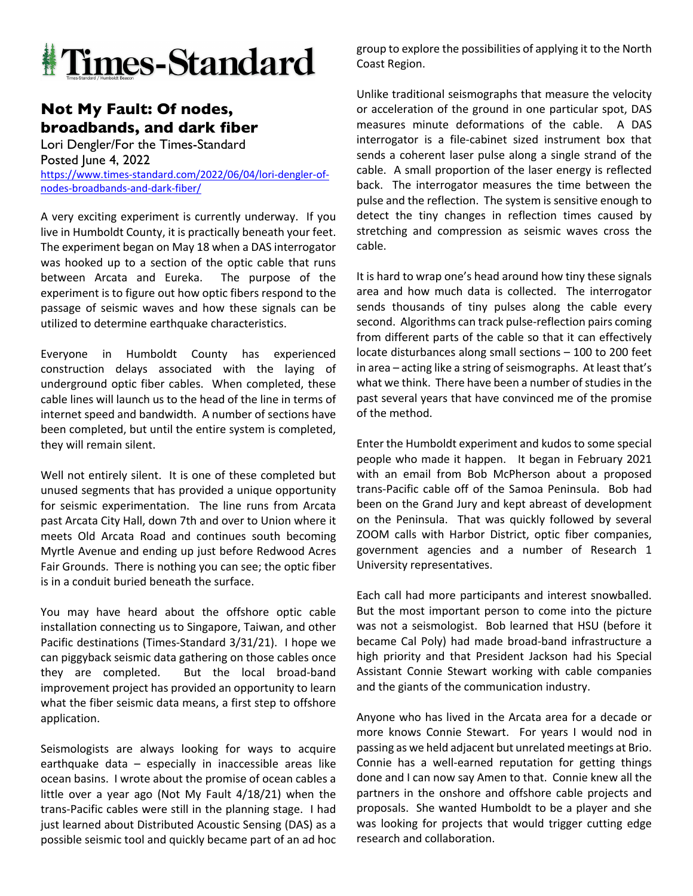# Times-Standard

## Not My Fault: Of nodes, broadbands, and dark fiber

Lori Dengler/For the Times-Standard
Posted June 4, 2022
https://www.times-standard.com/2022/06/04/lori-dengler-of-nodes-broadbands-and-dark-fiber/

A very exciting experiment is currently underway. If you live in Humboldt County, it is practically beneath your feet. The experiment began on May 18 when a DAS interrogator was hooked up to a section of the optic cable that runs between Arcata and Eureka. The purpose of the experiment is to figure out how optic fibers respond to the passage of seismic waves and how these signals can be utilized to determine earthquake characteristics.

Everyone in Humboldt County has experienced construction delays associated with the laying of underground optic fiber cables. When completed, these cable lines will launch us to the head of the line in terms of internet speed and bandwidth. A number of sections have been completed, but until the entire system is completed, they will remain silent.

Well not entirely silent. It is one of these completed but unused segments that has provided a unique opportunity for seismic experimentation. The line runs from Arcata past Arcata City Hall, down 7th and over to Union where it meets Old Arcata Road and continues south becoming Myrtle Avenue and ending up just before Redwood Acres Fair Grounds. There is nothing you can see; the optic fiber is in a conduit buried beneath the surface.

You may have heard about the offshore optic cable installation connecting us to Singapore, Taiwan, and other Pacific destinations (Times-Standard 3/31/21). I hope we can piggyback seismic data gathering on those cables once they are completed. But the local broad-band improvement project has provided an opportunity to learn what the fiber seismic data means, a first step to offshore application.

Seismologists are always looking for ways to acquire earthquake data – especially in inaccessible areas like ocean basins. I wrote about the promise of ocean cables a little over a year ago (Not My Fault 4/18/21) when the trans-Pacific cables were still in the planning stage. I had just learned about Distributed Acoustic Sensing (DAS) as a possible seismic tool and quickly became part of an ad hoc group to explore the possibilities of applying it to the North Coast Region.

Unlike traditional seismographs that measure the velocity or acceleration of the ground in one particular spot, DAS measures minute deformations of the cable. A DAS interrogator is a file-cabinet sized instrument box that sends a coherent laser pulse along a single strand of the cable. A small proportion of the laser energy is reflected back. The interrogator measures the time between the pulse and the reflection. The system is sensitive enough to detect the tiny changes in reflection times caused by stretching and compression as seismic waves cross the cable.

It is hard to wrap one's head around how tiny these signals area and how much data is collected. The interrogator sends thousands of tiny pulses along the cable every second. Algorithms can track pulse-reflection pairs coming from different parts of the cable so that it can effectively locate disturbances along small sections – 100 to 200 feet in area – acting like a string of seismographs. At least that's what we think. There have been a number of studies in the past several years that have convinced me of the promise of the method.

Enter the Humboldt experiment and kudos to some special people who made it happen. It began in February 2021 with an email from Bob McPherson about a proposed trans-Pacific cable off of the Samoa Peninsula. Bob had been on the Grand Jury and kept abreast of development on the Peninsula. That was quickly followed by several ZOOM calls with Harbor District, optic fiber companies, government agencies and a number of Research 1 University representatives.

Each call had more participants and interest snowballed. But the most important person to come into the picture was not a seismologist. Bob learned that HSU (before it became Cal Poly) had made broad-band infrastructure a high priority and that President Jackson had his Special Assistant Connie Stewart working with cable companies and the giants of the communication industry.

Anyone who has lived in the Arcata area for a decade or more knows Connie Stewart. For years I would nod in passing as we held adjacent but unrelated meetings at Brio. Connie has a well-earned reputation for getting things done and I can now say Amen to that. Connie knew all the partners in the onshore and offshore cable projects and proposals. She wanted Humboldt to be a player and she was looking for projects that would trigger cutting edge research and collaboration.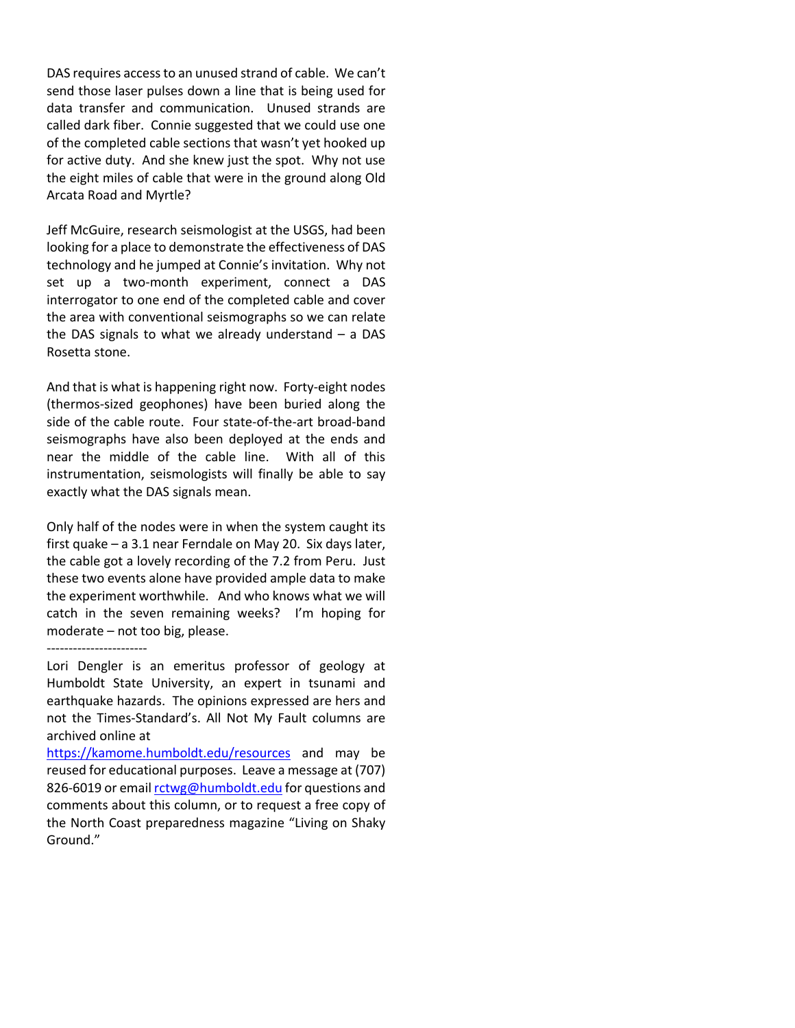DAS requires access to an unused strand of cable. We can't send those laser pulses down a line that is being used for data transfer and communication. Unused strands are called dark fiber. Connie suggested that we could use one of the completed cable sections that wasn't yet hooked up for active duty. And she knew just the spot. Why not use the eight miles of cable that were in the ground along Old Arcata Road and Myrtle?

Jeff McGuire, research seismologist at the USGS, had been looking for a place to demonstrate the effectiveness of DAS technology and he jumped at Connie's invitation. Why not set up a two-month experiment, connect a DAS interrogator to one end of the completed cable and cover the area with conventional seismographs so we can relate the DAS signals to what we already understand – a DAS Rosetta stone.

And that is what is happening right now. Forty-eight nodes (thermos-sized geophones) have been buried along the side of the cable route. Four state-of-the-art broad-band seismographs have also been deployed at the ends and near the middle of the cable line. With all of this instrumentation, seismologists will finally be able to say exactly what the DAS signals mean.

Only half of the nodes were in when the system caught its first quake – a 3.1 near Ferndale on May 20. Six days later, the cable got a lovely recording of the 7.2 from Peru. Just these two events alone have provided ample data to make the experiment worthwhile. And who knows what we will catch in the seven remaining weeks? I'm hoping for moderate – not too big, please.

-----------------------

Lori Dengler is an emeritus professor of geology at Humboldt State University, an expert in tsunami and earthquake hazards. The opinions expressed are hers and not the Times-Standard's. All Not My Fault columns are archived online at https://kamome.humboldt.edu/resources and may be reused for educational purposes. Leave a message at (707) 826-6019 or email rctwg@humboldt.edu for questions and comments about this column, or to request a free copy of the North Coast preparedness magazine "Living on Shaky Ground."